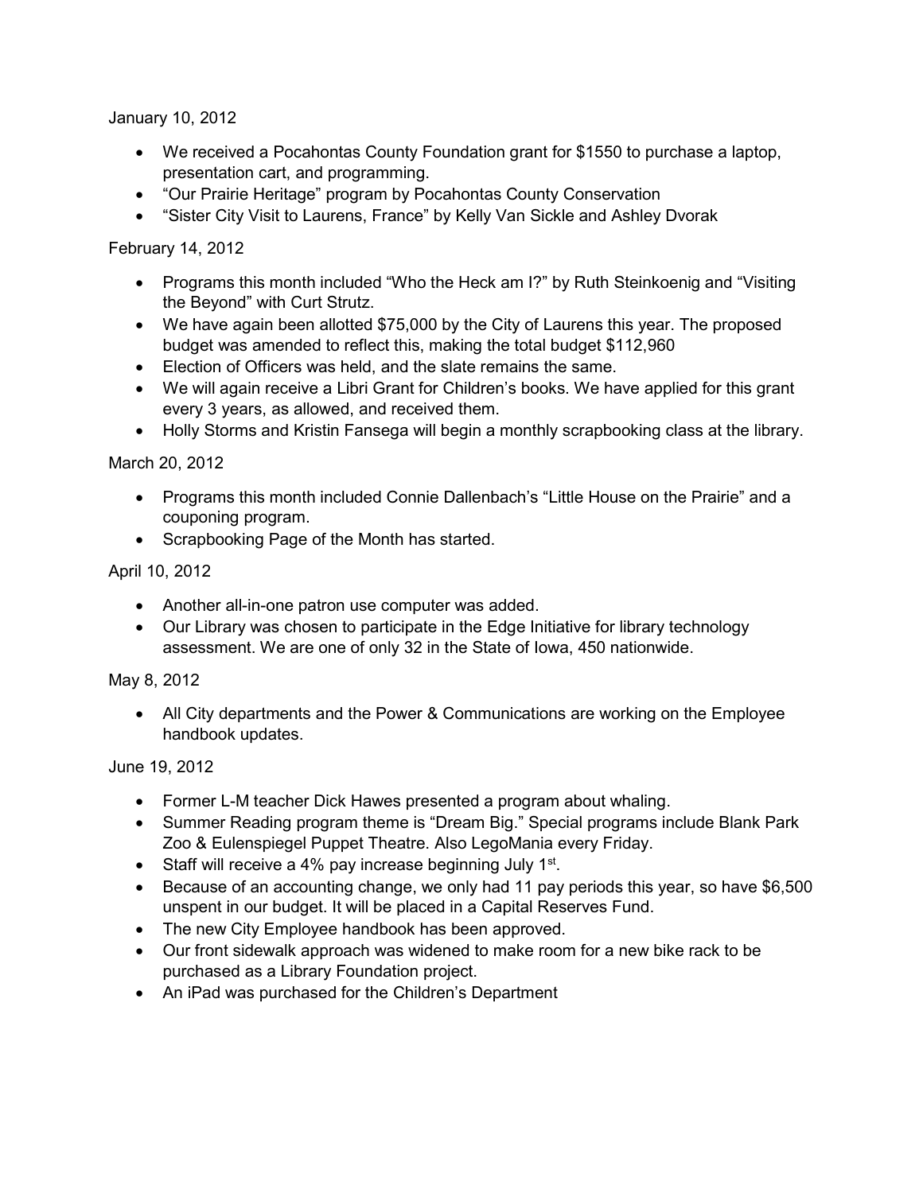January 10, 2012

- We received a Pocahontas County Foundation grant for $1550 to purchase a laptop, presentation cart, and programming.
- "Our Prairie Heritage" program by Pocahontas County Conservation
- "Sister City Visit to Laurens, France" by Kelly Van Sickle and Ashley Dvorak

February 14, 2012

- Programs this month included "Who the Heck am I?" by Ruth Steinkoenig and "Visiting the Beyond" with Curt Strutz.
- We have again been allotted $75,000 by the City of Laurens this year. The proposed budget was amended to reflect this, making the total budget $112,960
- Election of Officers was held, and the slate remains the same.
- We will again receive a Libri Grant for Children's books. We have applied for this grant every 3 years, as allowed, and received them.
- Holly Storms and Kristin Fansega will begin a monthly scrapbooking class at the library.

March 20, 2012

- Programs this month included Connie Dallenbach's "Little House on the Prairie" and a couponing program.
- Scrapbooking Page of the Month has started.

April 10, 2012

- Another all-in-one patron use computer was added.
- Our Library was chosen to participate in the Edge Initiative for library technology assessment. We are one of only 32 in the State of Iowa, 450 nationwide.

May 8, 2012

- All City departments and the Power & Communications are working on the Employee handbook updates.

June 19, 2012

- Former L-M teacher Dick Hawes presented a program about whaling.
- Summer Reading program theme is "Dream Big." Special programs include Blank Park Zoo & Eulenspiegel Puppet Theatre. Also LegoMania every Friday.
- Staff will receive a 4% pay increase beginning July 1st.
- Because of an accounting change, we only had 11 pay periods this year, so have $6,500 unspent in our budget. It will be placed in a Capital Reserves Fund.
- The new City Employee handbook has been approved.
- Our front sidewalk approach was widened to make room for a new bike rack to be purchased as a Library Foundation project.
- An iPad was purchased for the Children's Department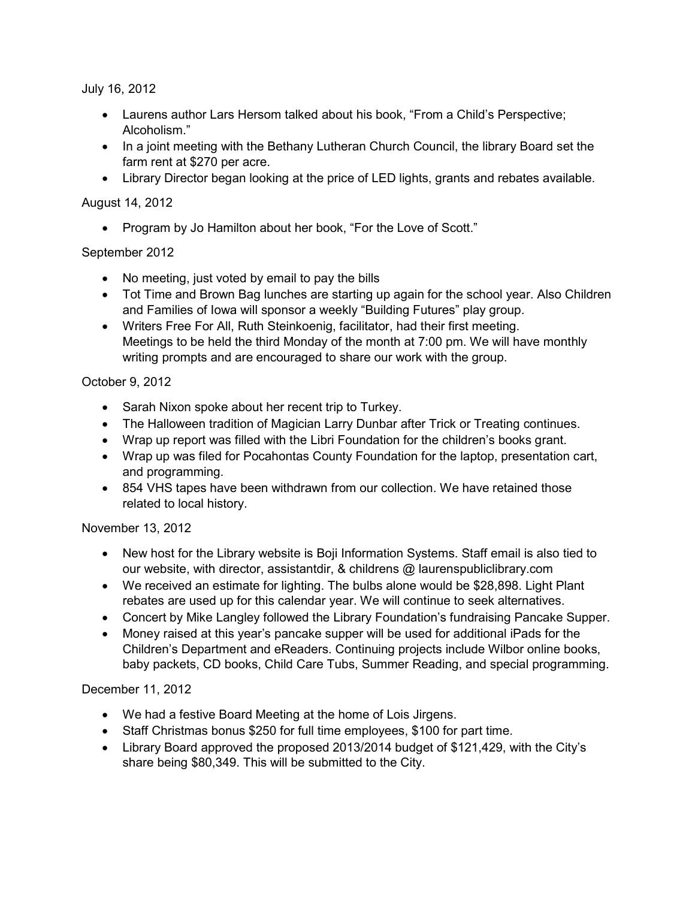July 16, 2012

- Laurens author Lars Hersom talked about his book, “From a Child’s Perspective; Alcoholism.”
- In a joint meeting with the Bethany Lutheran Church Council, the library Board set the farm rent at $270 per acre.
- Library Director began looking at the price of LED lights, grants and rebates available.

August 14, 2012

- Program by Jo Hamilton about her book, “For the Love of Scott.”

September 2012

- No meeting, just voted by email to pay the bills
- Tot Time and Brown Bag lunches are starting up again for the school year. Also Children and Families of Iowa will sponsor a weekly “Building Futures” play group.
- Writers Free For All, Ruth Steinkoenig, facilitator, had their first meeting.
  Meetings to be held the third Monday of the month at 7:00 pm. We will have monthly writing prompts and are encouraged to share our work with the group.

October 9, 2012

- Sarah Nixon spoke about her recent trip to Turkey.
- The Halloween tradition of Magician Larry Dunbar after Trick or Treating continues.
- Wrap up report was filled with the Libri Foundation for the children’s books grant.
- Wrap up was filed for Pocahontas County Foundation for the laptop, presentation cart, and programming.
- 854 VHS tapes have been withdrawn from our collection. We have retained those related to local history.

November 13, 2012

- New host for the Library website is Boji Information Systems. Staff email is also tied to our website, with director, assistantdir, & childrens @ laurenspubliclibrary.com
- We received an estimate for lighting. The bulbs alone would be $28,898. Light Plant rebates are used up for this calendar year. We will continue to seek alternatives.
- Concert by Mike Langley followed the Library Foundation’s fundraising Pancake Supper.
- Money raised at this year’s pancake supper will be used for additional iPads for the Children’s Department and eReaders. Continuing projects include Wilbor online books, baby packets, CD books, Child Care Tubs, Summer Reading, and special programming.

December 11, 2012

- We had a festive Board Meeting at the home of Lois Jirgens.
- Staff Christmas bonus $250 for full time employees, $100 for part time.
- Library Board approved the proposed 2013/2014 budget of $121,429, with the City’s share being $80,349. This will be submitted to the City.